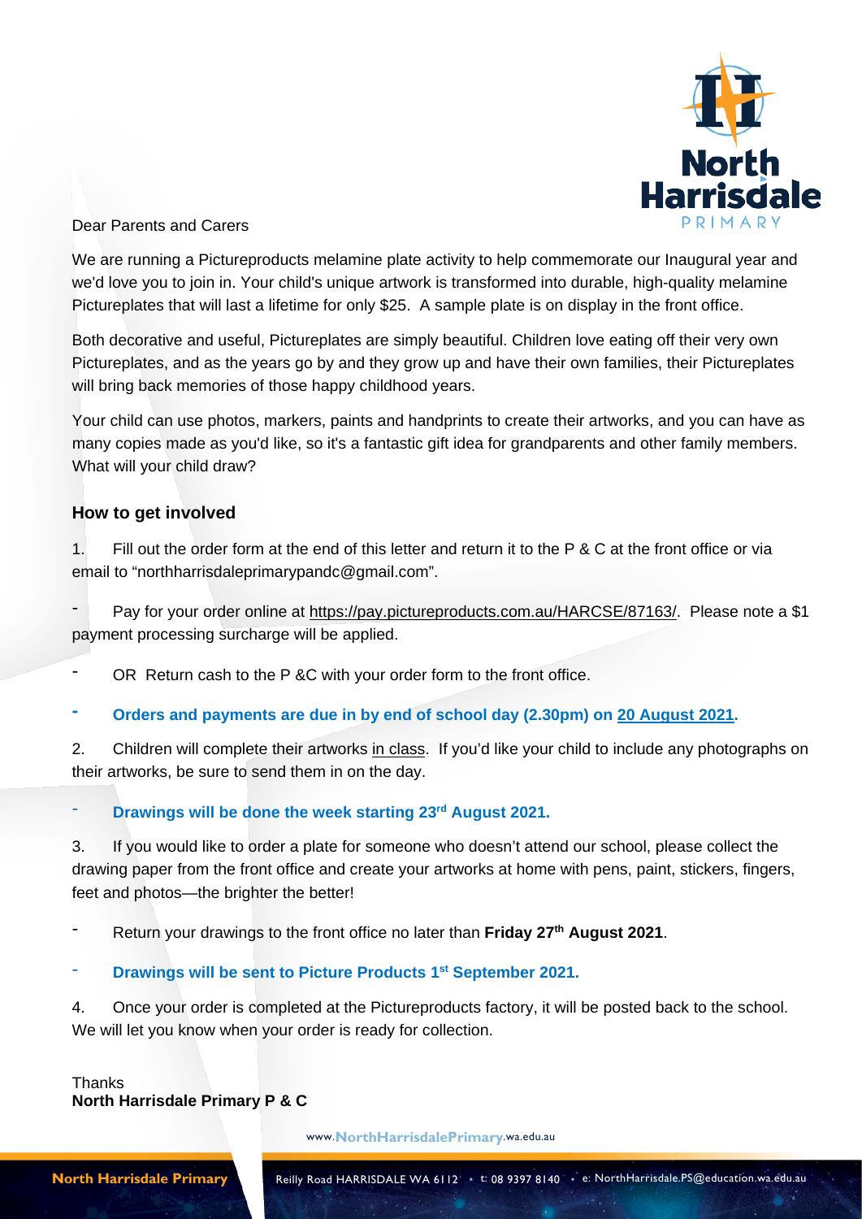Dear Parents and Carers

We are running a Pictureproducts melamine plate activity to help commemorate our Inaugural year and we'd love you to join in. Your child's unique artwork is transformed into durable, high-quality melamine Pictureplates that will last a lifetime for only $25. A sample plate is on display in the front office.

Both decorative and useful, Pictureplates are simply beautiful. Children love eating off their very own Pictureplates, and as the years go by and they grow up and have their own families, their Pictureplates will bring back memories of those happy childhood years.

Your child can use photos, markers, paints and handprints to create their artworks, and you can have as many copies made as you'd like, so it's a fantastic gift idea for grandparents and other family members. What will your child draw?

## How to get involved

1. Fill out the order form at the end of this letter and return it to the P & C at the front office or via email to "northharrisdaleprimarypandc@gmail.com".

- Pay for your order online at https://pay.pictureproducts.com.au/HARCSE/87163/. Please note a $1 payment processing surcharge will be applied.
- OR Return cash to the P &C with your order form to the front office.
- **Orders and payments are due in by end of school day (2.30pm) on 20 August 2021.**

2. Children will complete their artworks in class. If you'd like your child to include any photographs on their artworks, be sure to send them in on the day.

- **Drawings will be done the week starting 23rd August 2021.**

3. If you would like to order a plate for someone who doesn't attend our school, please collect the drawing paper from the front office and create your artworks at home with pens, paint, stickers, fingers, feet and photos—the brighter the better!

- Return your drawings to the front office no later than **Friday 27th August 2021**.
- **Drawings will be sent to Picture Products 1st September 2021.**

4. Once your order is completed at the Pictureproducts factory, it will be posted back to the school. We will let you know when your order is ready for collection.

Thanks
**North Harrisdale Primary P & C**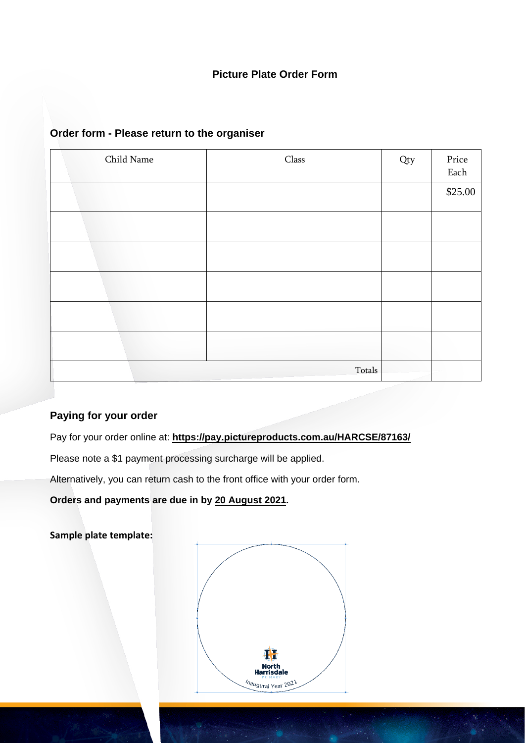# Picture Plate Order Form

## Order form - Please return to the organiser

| Child Name | Class | Qty | Price Each |
|---|---|---|---|
| | | | $25.00 |
| | | | |
| | | | |
| | | | |
| | | | |
| | | | |
| | Totals | | |

## Paying for your order

Pay for your order online at: **https://pay.pictureproducts.com.au/HARCSE/87163/**

Please note a $1 payment processing surcharge will be applied.

Alternatively, you can return cash to the front office with your order form.

**Orders and payments are due in by 20 August 2021.**

**Sample plate template:**

North Harrisdale PRIMARY

Inaugural Year 2021